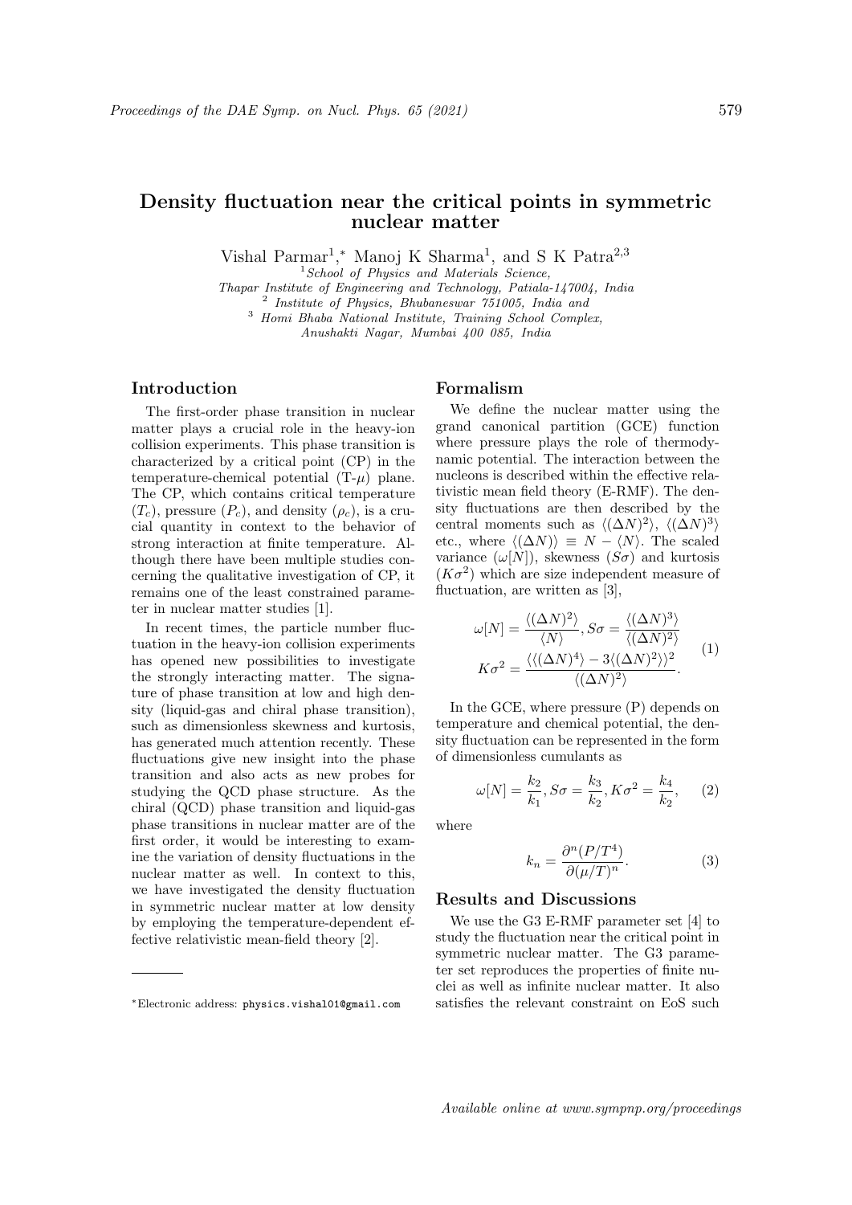# Density fluctuation near the critical points in symmetric nuclear matter

Vishal Parmar[1],* Manoj K Sharma[1], and S K Patra[2,3]

[1] *School of Physics and Materials Science, Thapar Institute of Engineering and Technology, Patiala-147004, India*
[2] *Institute of Physics, Bhubaneswar 751005, India and*
[3] *Homi Bhaba National Institute, Training School Complex, Anushakti Nagar, Mumbai 400 085, India*

## Introduction

The first-order phase transition in nuclear matter plays a crucial role in the heavy-ion collision experiments. This phase transition is characterized by a critical point (CP) in the temperature-chemical potential (T-$\mu$) plane. The CP, which contains critical temperature ($T_c$), pressure ($P_c$), and density ($\rho_c$), is a crucial quantity in context to the behavior of strong interaction at finite temperature. Although there have been multiple studies concerning the qualitative investigation of CP, it remains one of the least constrained parameter in nuclear matter studies [1].

In recent times, the particle number fluctuation in the heavy-ion collision experiments has opened new possibilities to investigate the strongly interacting matter. The signature of phase transition at low and high density (liquid-gas and chiral phase transition), such as dimensionless skewness and kurtosis, has generated much attention recently. These fluctuations give new insight into the phase transition and also acts as new probes for studying the QCD phase structure. As the chiral (QCD) phase transition and liquid-gas phase transitions in nuclear matter are of the first order, it would be interesting to examine the variation of density fluctuations in the nuclear matter as well. In context to this, we have investigated the density fluctuation in symmetric nuclear matter at low density by employing the temperature-dependent effective relativistic mean-field theory [2].

## Formalism

We define the nuclear matter using the grand canonical partition (GCE) function where pressure plays the role of thermodynamic potential. The interaction between the nucleons is described within the effective relativistic mean field theory (E-RMF). The density fluctuations are then described by the central moments such as $\langle(\Delta N)^2\rangle$, $\langle(\Delta N)^3\rangle$ etc., where $\langle(\Delta N)\rangle \equiv N - \langle N\rangle$. The scaled variance ($\omega[N]$), skewness ($S\sigma$) and kurtosis ($K\sigma^2$) which are size independent measure of fluctuation, are written as [3],

$$
\omega[N] = \frac{\langle(\Delta N)^2\rangle}{\langle N\rangle}, S\sigma = \frac{\langle(\Delta N)^3\rangle}{\langle(\Delta N)^2\rangle}
$$
$$
K\sigma^2 = \frac{\langle\langle(\Delta N)^4\rangle - 3\langle(\Delta N)^2\rangle\rangle^2}{\langle(\Delta N)^2\rangle}. \quad (1)
$$

In the GCE, where pressure (P) depends on temperature and chemical potential, the density fluctuation can be represented in the form of dimensionless cumulants as

$$
\omega[N] = \frac{k_2}{k_1}, S\sigma = \frac{k_3}{k_2}, K\sigma^2 = \frac{k_4}{k_2}, \quad (2)
$$

where

$$
k_n = \frac{\partial^n (P/T^4)}{\partial(\mu/T)^n}. \quad (3)
$$

## Results and Discussions

We use the G3 E-RMF parameter set [4] to study the fluctuation near the critical point in symmetric nuclear matter. The G3 parameter set reproduces the properties of finite nuclei as well as infinite nuclear matter. It also satisfies the relevant constraint on EoS such

*Electronic address: physics.vishal01@gmail.com

*Available online at www.sympnp.org/proceedings*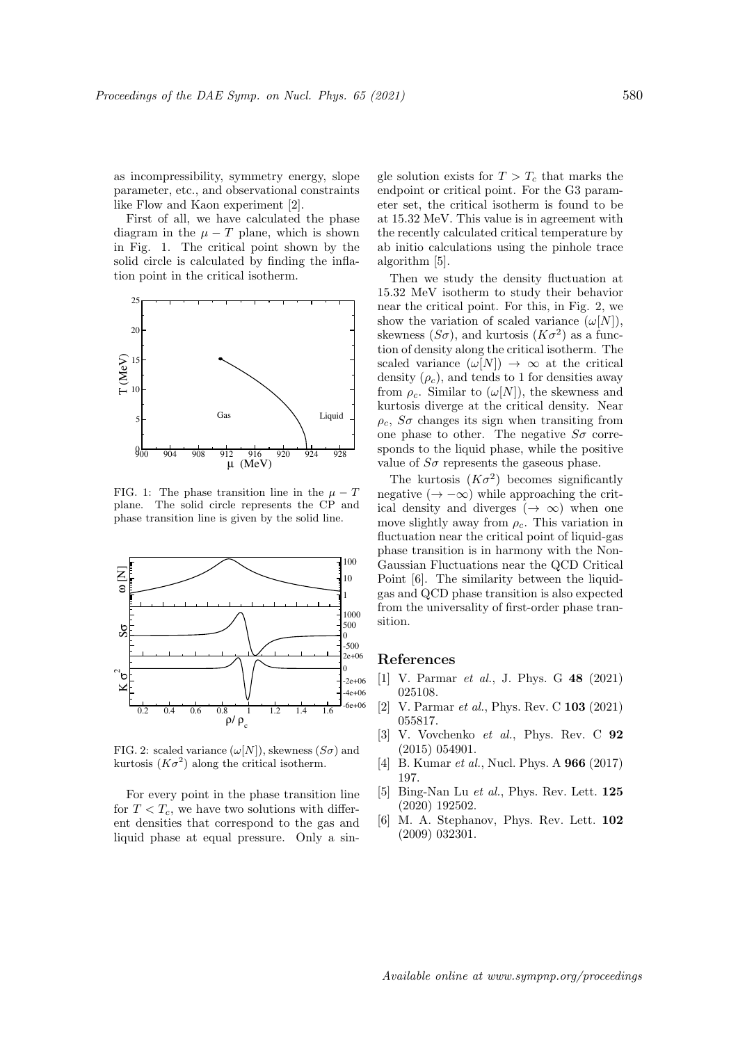as incompressibility, symmetry energy, slope parameter, etc., and observational constraints like Flow and Kaon experiment [2].

First of all, we have calculated the phase diagram in the $\mu - T$ plane, which is shown in Fig. 1. The critical point shown by the solid circle is calculated by finding the inflation point in the critical isotherm.

25
20
15
10
5
0
T (MeV)
900 904 908 912 916 920 924 928
μ (MeV)
Gas
Liquid

FIG. 1: The phase transition line in the $\mu - T$ plane. The solid circle represents the CP and phase transition line is given by the solid line.

ω [N]
100
10
1
Sσ
1000
500
0
-500
K σ$^2$
2e+06
0
-2e+06
-4e+06
-6e+06
0.2 0.4 0.6 0.8 1 1.2 1.4 1.6
ρ/ ρ$_c$

FIG. 2: scaled variance ($\omega[N]$), skewness ($S\sigma$) and kurtosis ($K\sigma^2$) along the critical isotherm.

For every point in the phase transition line for $T < T_c$, we have two solutions with different densities that correspond to the gas and liquid phase at equal pressure. Only a single solution exists for $T > T_c$ that marks the endpoint or critical point. For the G3 parameter set, the critical isotherm is found to be at 15.32 MeV. This value is in agreement with the recently calculated critical temperature by ab initio calculations using the pinhole trace algorithm [5].

Then we study the density fluctuation at 15.32 MeV isotherm to study their behavior near the critical point. For this, in Fig. 2, we show the variation of scaled variance ($\omega[N]$), skewness ($S\sigma$), and kurtosis ($K\sigma^2$) as a function of density along the critical isotherm. The scaled variance ($\omega[N]$) $\rightarrow \infty$ at the critical density ($\rho_c$), and tends to 1 for densities away from $\rho_c$. Similar to ($\omega[N]$), the skewness and kurtosis diverge at the critical density. Near $\rho_c$, $S\sigma$ changes its sign when transiting from one phase to other. The negative $S\sigma$ corresponds to the liquid phase, while the positive value of $S\sigma$ represents the gaseous phase.

The kurtosis ($K\sigma^2$) becomes significantly negative ($\rightarrow -\infty$) while approaching the critical density and diverges ($\rightarrow \infty$) when one move slightly away from $\rho_c$. This variation in fluctuation near the critical point of liquid-gas phase transition is in harmony with the Non-Gaussian Fluctuations near the QCD Critical Point [6]. The similarity between the liquid-gas and QCD phase transition is also expected from the universality of first-order phase transition.

## References

[1] V. Parmar *et al.*, J. Phys. G **48** (2021) 025108.

[2] V. Parmar *et al.*, Phys. Rev. C **103** (2021) 055817.

[3] V. Vovchenko *et al.*, Phys. Rev. C **92** (2015) 054901.

[4] B. Kumar *et al.*, Nucl. Phys. A **966** (2017) 197.

[5] Bing-Nan Lu *et al.*, Phys. Rev. Lett. **125** (2020) 192502.

[6] M. A. Stephanov, Phys. Rev. Lett. **102** (2009) 032301.